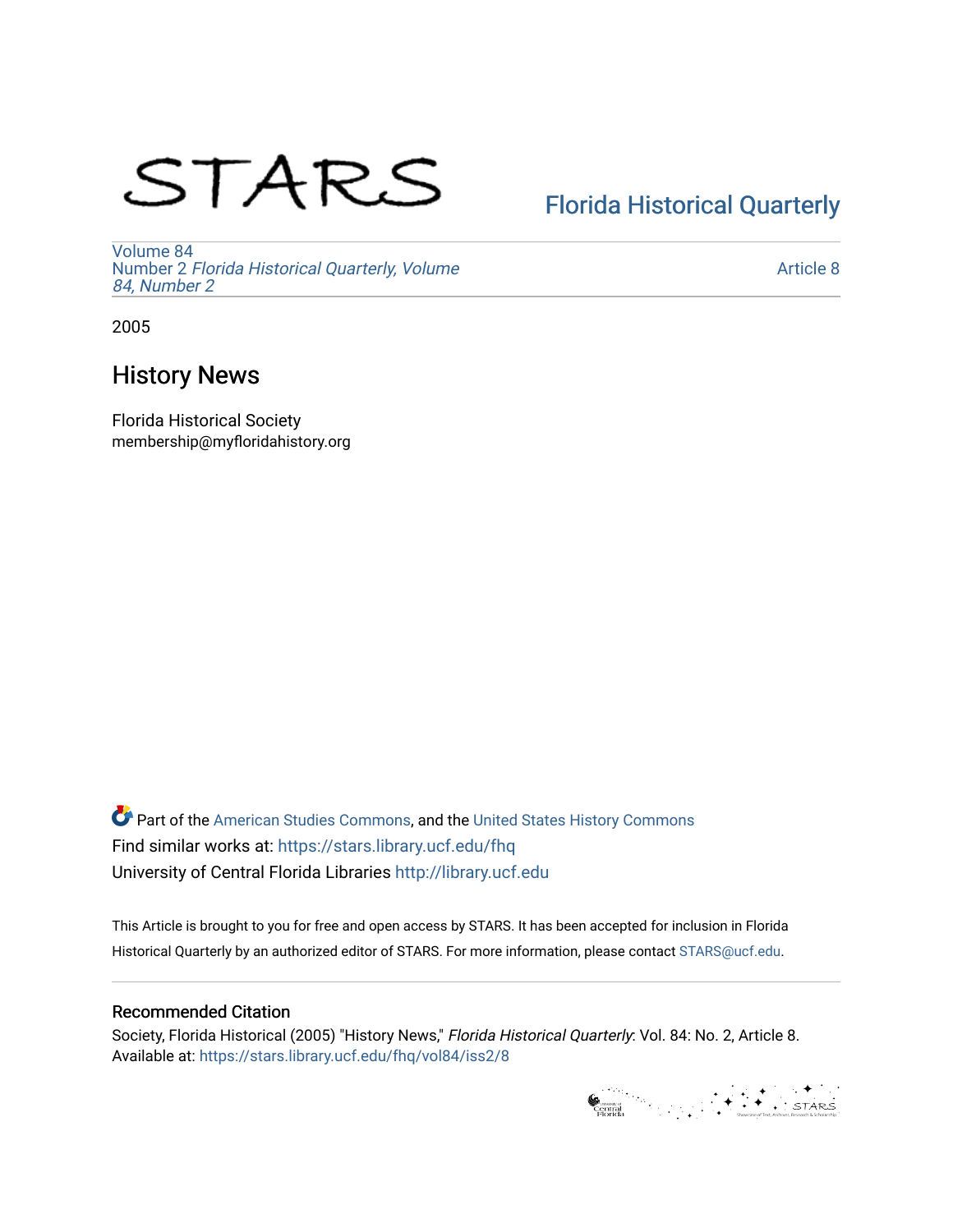STARS

Florida Historical Quarterly

Volume 84
Number 2 *Florida Historical Quarterly, Volume 84, Number 2*

Article 8

2005

# History News

Florida Historical Society
membership@myfloridahistory.org

Part of the American Studies Commons, and the United States History Commons
Find similar works at: https://stars.library.ucf.edu/fhq
University of Central Florida Libraries http://library.ucf.edu

This Article is brought to you for free and open access by STARS. It has been accepted for inclusion in Florida Historical Quarterly by an authorized editor of STARS. For more information, please contact STARS@ucf.edu.

## Recommended Citation

Society, Florida Historical (2005) "History News," *Florida Historical Quarterly*: Vol. 84: No. 2, Article 8.
Available at: https://stars.library.ucf.edu/fhq/vol84/iss2/8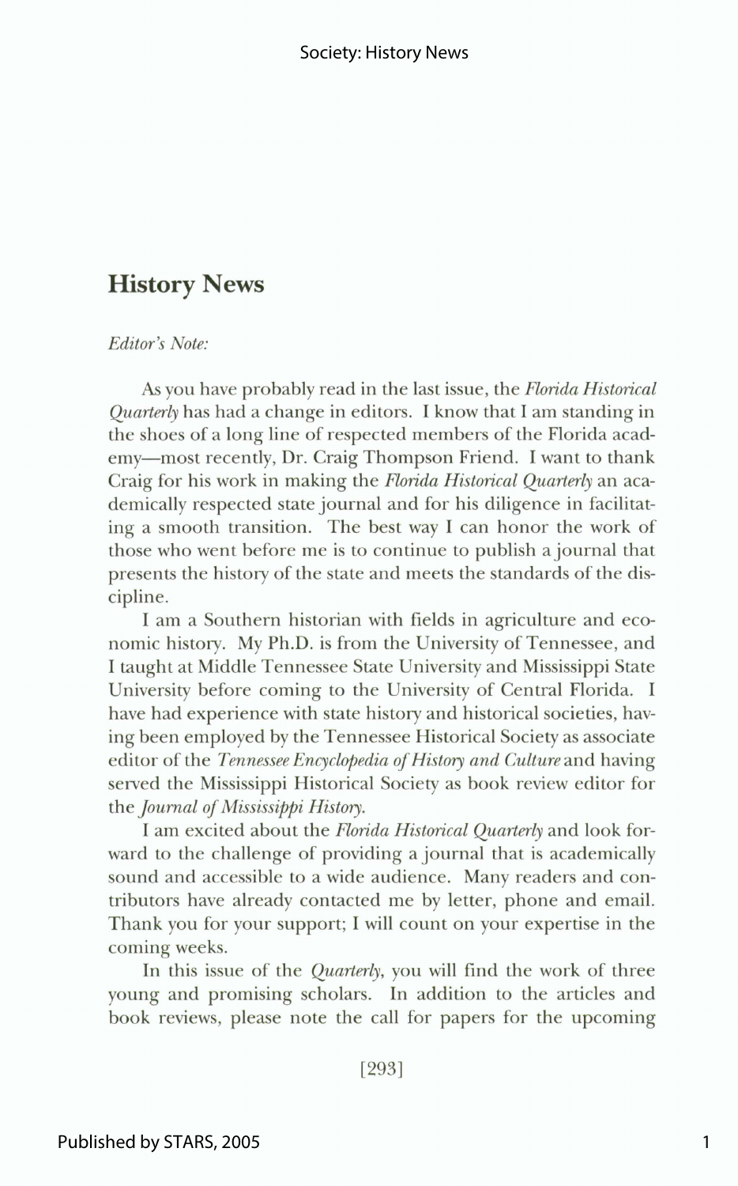# History News

*Editor's Note:*

As you have probably read in the last issue, the *Florida Historical Quarterly* has had a change in editors. I know that I am standing in the shoes of a long line of respected members of the Florida academy—most recently, Dr. Craig Thompson Friend. I want to thank Craig for his work in making the *Florida Historical Quarterly* an academically respected state journal and for his diligence in facilitating a smooth transition. The best way I can honor the work of those who went before me is to continue to publish a journal that presents the history of the state and meets the standards of the discipline.

I am a Southern historian with fields in agriculture and economic history. My Ph.D. is from the University of Tennessee, and I taught at Middle Tennessee State University and Mississippi State University before coming to the University of Central Florida. I have had experience with state history and historical societies, having been employed by the Tennessee Historical Society as associate editor of the *Tennessee Encyclopedia of History and Culture* and having served the Mississippi Historical Society as book review editor for the *Journal of Mississippi History*.

I am excited about the *Florida Historical Quarterly* and look forward to the challenge of providing a journal that is academically sound and accessible to a wide audience. Many readers and contributors have already contacted me by letter, phone and email. Thank you for your support; I will count on your expertise in the coming weeks.

In this issue of the *Quarterly*, you will find the work of three young and promising scholars. In addition to the articles and book reviews, please note the call for papers for the upcoming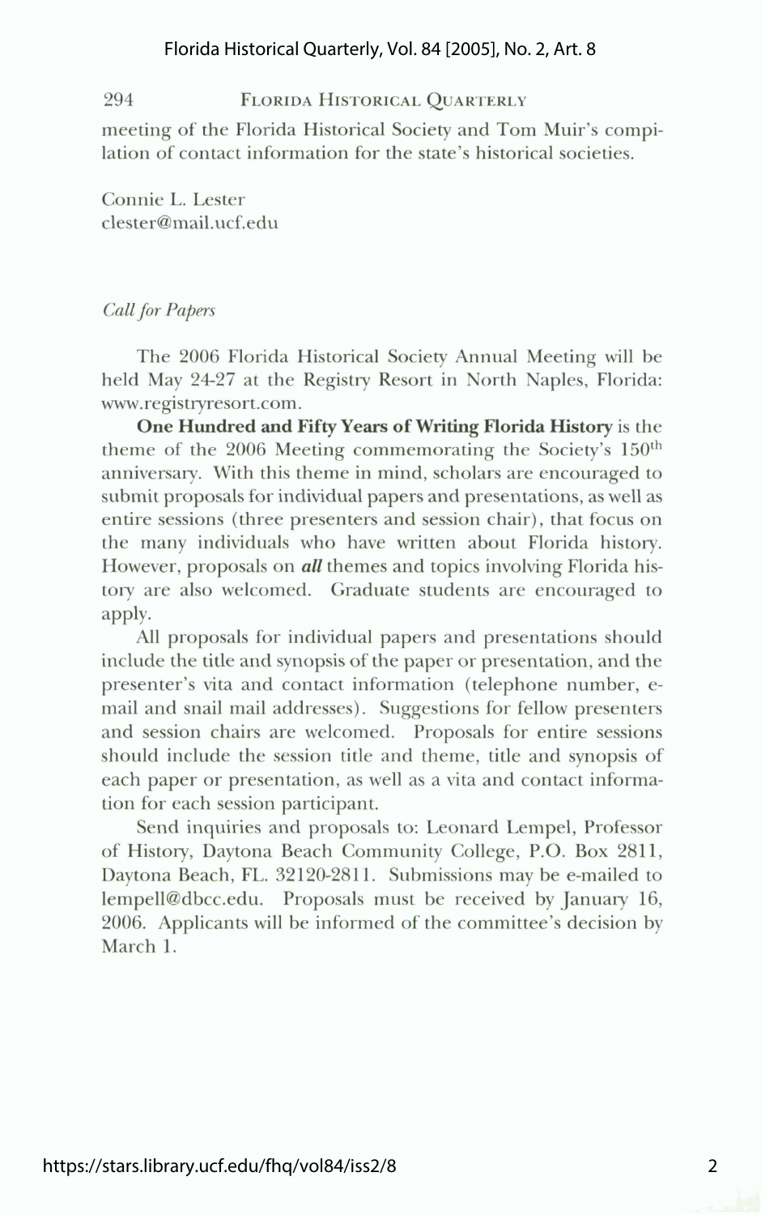meeting of the Florida Historical Society and Tom Muir's compilation of contact information for the state's historical societies.

Connie L. Lester
clester@mail.ucf.edu

*Call for Papers*

The 2006 Florida Historical Society Annual Meeting will be held May 24-27 at the Registry Resort in North Naples, Florida: www.registryresort.com.

**One Hundred and Fifty Years of Writing Florida History** is the theme of the 2006 Meeting commemorating the Society's 150th anniversary. With this theme in mind, scholars are encouraged to submit proposals for individual papers and presentations, as well as entire sessions (three presenters and session chair), that focus on the many individuals who have written about Florida history. However, proposals on ***all*** themes and topics involving Florida history are also welcomed. Graduate students are encouraged to apply.

All proposals for individual papers and presentations should include the title and synopsis of the paper or presentation, and the presenter's vita and contact information (telephone number, e-mail and snail mail addresses). Suggestions for fellow presenters and session chairs are welcomed. Proposals for entire sessions should include the session title and theme, title and synopsis of each paper or presentation, as well as a vita and contact information for each session participant.

Send inquiries and proposals to: Leonard Lempel, Professor of History, Daytona Beach Community College, P.O. Box 2811, Daytona Beach, FL. 32120-2811. Submissions may be e-mailed to lempell@dbcc.edu. Proposals must be received by January 16, 2006. Applicants will be informed of the committee's decision by March 1.